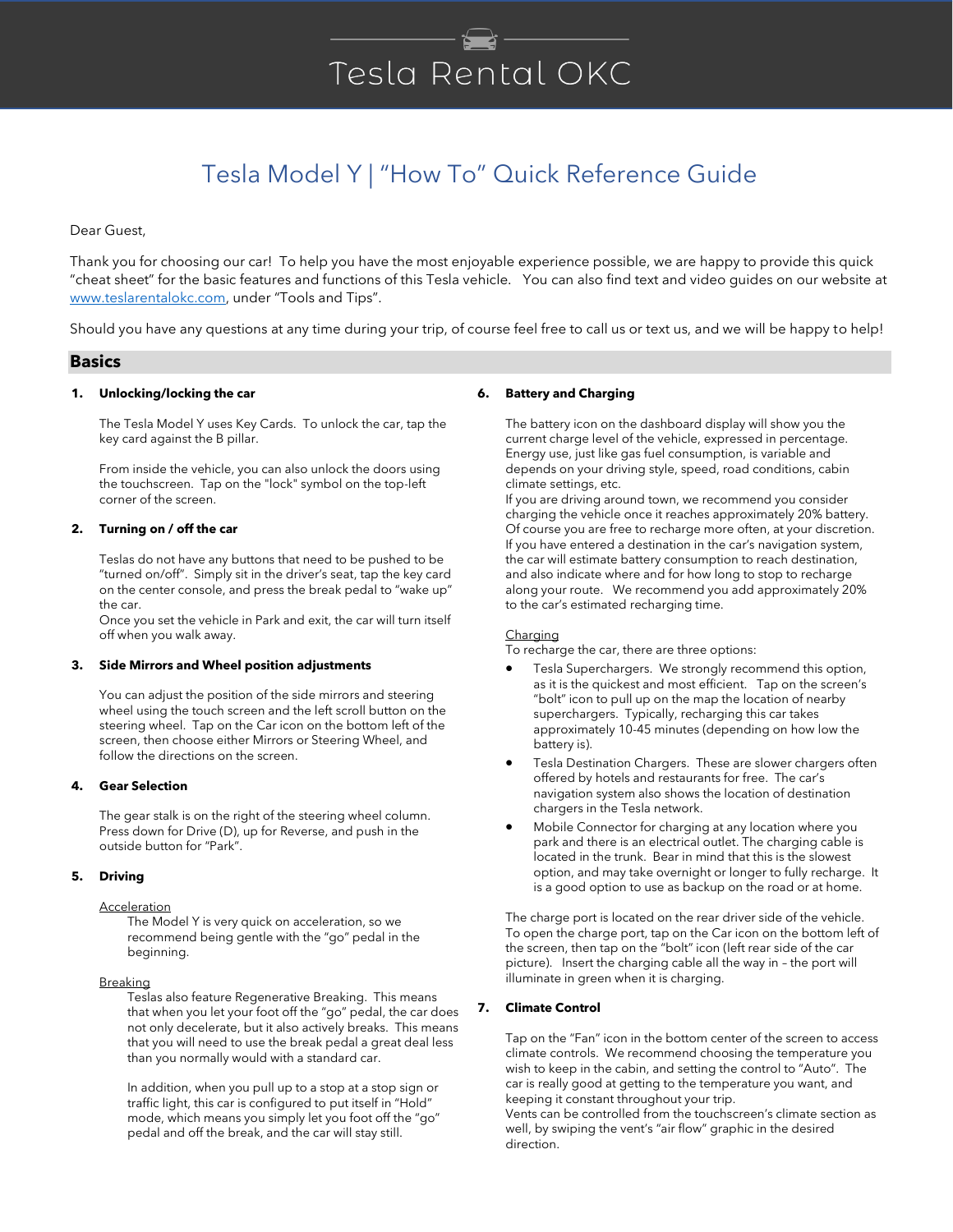# Tesla Rental OKC

## Tesla Model Y | "How To" Quick Reference Guide

Dear Guest,

Thank you for choosing our car! To help you have the most enjoyable experience possible, we are happy to provide this quick "cheat sheet" for the basic features and functions of this Tesla vehicle. You can also find text and video guides on our website at [www.teslarentalokc.com](http://www.teslarentalokc.com), under "Tools and Tips".

Should you have any questions at any time during your trip, of course feel free to call us or text us, and we will be happy to help!

## Basics

**1. Unlocking/locking the car**

The Tesla Model Y uses Key Cards. To unlock the car, tap the key card against the B pillar.

From inside the vehicle, you can also unlock the doors using the touchscreen. Tap on the "lock" symbol on the top-left corner of the screen.

**2. Turning on / off the car**

Teslas do not have any buttons that need to be pushed to be "turned on/off". Simply sit in the driver's seat, tap the key card on the center console, and press the break pedal to "wake up" the car.
Once you set the vehicle in Park and exit, the car will turn itself off when you walk away.

**3. Side Mirrors and Wheel position adjustments**

You can adjust the position of the side mirrors and steering wheel using the touch screen and the left scroll button on the steering wheel. Tap on the Car icon on the bottom left of the screen, then choose either Mirrors or Steering Wheel, and follow the directions on the screen.

**4. Gear Selection**

The gear stalk is on the right of the steering wheel column. Press down for Drive (D), up for Reverse, and push in the outside button for "Park".

**5. Driving**

Acceleration

The Model Y is very quick on acceleration, so we recommend being gentle with the "go" pedal in the beginning.

Breaking

Teslas also feature Regenerative Breaking. This means that when you let your foot off the "go" pedal, the car does not only decelerate, but it also actively breaks. This means that you will need to use the break pedal a great deal less than you normally would with a standard car.

In addition, when you pull up to a stop at a stop sign or traffic light, this car is configured to put itself in "Hold" mode, which means you simply let you foot off the "go" pedal and off the break, and the car will stay still.

**6. Battery and Charging**

The battery icon on the dashboard display will show you the current charge level of the vehicle, expressed in percentage. Energy use, just like gas fuel consumption, is variable and depends on your driving style, speed, road conditions, cabin climate settings, etc.
If you are driving around town, we recommend you consider charging the vehicle once it reaches approximately 20% battery. Of course you are free to recharge more often, at your discretion. If you have entered a destination in the car's navigation system, the car will estimate battery consumption to reach destination, and also indicate where and for how long to stop to recharge along your route. We recommend you add approximately 20% to the car's estimated recharging time.

Charging
To recharge the car, there are three options:

- Tesla Superchargers. We strongly recommend this option, as it is the quickest and most efficient. Tap on the screen's "bolt" icon to pull up on the map the location of nearby superchargers. Typically, recharging this car takes approximately 10-45 minutes (depending on how low the battery is).
- Tesla Destination Chargers. These are slower chargers often offered by hotels and restaurants for free. The car's navigation system also shows the location of destination chargers in the Tesla network.
- Mobile Connector for charging at any location where you park and there is an electrical outlet. The charging cable is located in the trunk. Bear in mind that this is the slowest option, and may take overnight or longer to fully recharge. It is a good option to use as backup on the road or at home.

The charge port is located on the rear driver side of the vehicle. To open the charge port, tap on the Car icon on the bottom left of the screen, then tap on the "bolt" icon (left rear side of the car picture). Insert the charging cable all the way in – the port will illuminate in green when it is charging.

**7. Climate Control**

Tap on the "Fan" icon in the bottom center of the screen to access climate controls. We recommend choosing the temperature you wish to keep in the cabin, and setting the control to "Auto". The car is really good at getting to the temperature you want, and keeping it constant throughout your trip.
Vents can be controlled from the touchscreen's climate section as well, by swiping the vent's "air flow" graphic in the desired direction.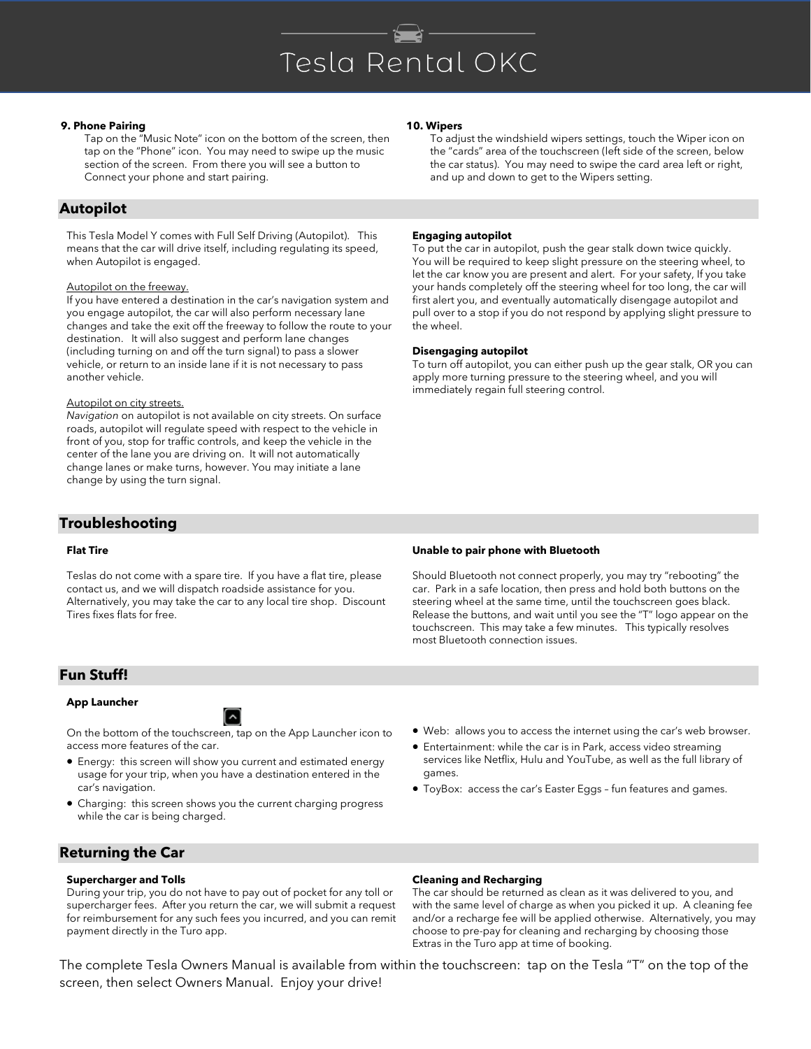# Tesla Rental OKC

**9. Phone Pairing**

Tap on the "Music Note" icon on the bottom of the screen, then tap on the "Phone" icon. You may need to swipe up the music section of the screen. From there you will see a button to Connect your phone and start pairing.

**10. Wipers**

To adjust the windshield wipers settings, touch the Wiper icon on the "cards" area of the touchscreen (left side of the screen, below the car status). You may need to swipe the card area left or right, and up and down to get to the Wipers setting.

## Autopilot

This Tesla Model Y comes with Full Self Driving (Autopilot). This means that the car will drive itself, including regulating its speed, when Autopilot is engaged.

Autopilot on the freeway.

If you have entered a destination in the car's navigation system and you engage autopilot, the car will also perform necessary lane changes and take the exit off the freeway to follow the route to your destination. It will also suggest and perform lane changes (including turning on and off the turn signal) to pass a slower vehicle, or return to an inside lane if it is not necessary to pass another vehicle.

Autopilot on city streets.

*Navigation* on autopilot is not available on city streets. On surface roads, autopilot will regulate speed with respect to the vehicle in front of you, stop for traffic controls, and keep the vehicle in the center of the lane you are driving on. It will not automatically change lanes or make turns, however. You may initiate a lane change by using the turn signal.

**Engaging autopilot**

To put the car in autopilot, push the gear stalk down twice quickly. You will be required to keep slight pressure on the steering wheel, to let the car know you are present and alert. For your safety, If you take your hands completely off the steering wheel for too long, the car will first alert you, and eventually automatically disengage autopilot and pull over to a stop if you do not respond by applying slight pressure to the wheel.

**Disengaging autopilot**

To turn off autopilot, you can either push up the gear stalk, OR you can apply more turning pressure to the steering wheel, and you will immediately regain full steering control.

## Troubleshooting

**Flat Tire**

Teslas do not come with a spare tire. If you have a flat tire, please contact us, and we will dispatch roadside assistance for you. Alternatively, you may take the car to any local tire shop. Discount Tires fixes flats for free.

**Unable to pair phone with Bluetooth**

Should Bluetooth not connect properly, you may try "rebooting" the car. Park in a safe location, then press and hold both buttons on the steering wheel at the same time, until the touchscreen goes black. Release the buttons, and wait until you see the "T" logo appear on the touchscreen. This may take a few minutes. This typically resolves most Bluetooth connection issues.

## Fun Stuff!

**App Launcher**

On the bottom of the touchscreen, tap on the App Launcher icon to access more features of the car.

- Energy: this screen will show you current and estimated energy usage for your trip, when you have a destination entered in the car's navigation.
- Charging: this screen shows you the current charging progress while the car is being charged.
- Web: allows you to access the internet using the car's web browser.
- Entertainment: while the car is in Park, access video streaming services like Netflix, Hulu and YouTube, as well as the full library of games.
- ToyBox: access the car's Easter Eggs – fun features and games.

## Returning the Car

**Supercharger and Tolls**

During your trip, you do not have to pay out of pocket for any toll or supercharger fees. After you return the car, we will submit a request for reimbursement for any such fees you incurred, and you can remit payment directly in the Turo app.

**Cleaning and Recharging**

The car should be returned as clean as it was delivered to you, and with the same level of charge as when you picked it up. A cleaning fee and/or a recharge fee will be applied otherwise. Alternatively, you may choose to pre-pay for cleaning and recharging by choosing those Extras in the Turo app at time of booking.

The complete Tesla Owners Manual is available from within the touchscreen: tap on the Tesla "T" on the top of the screen, then select Owners Manual. Enjoy your drive!